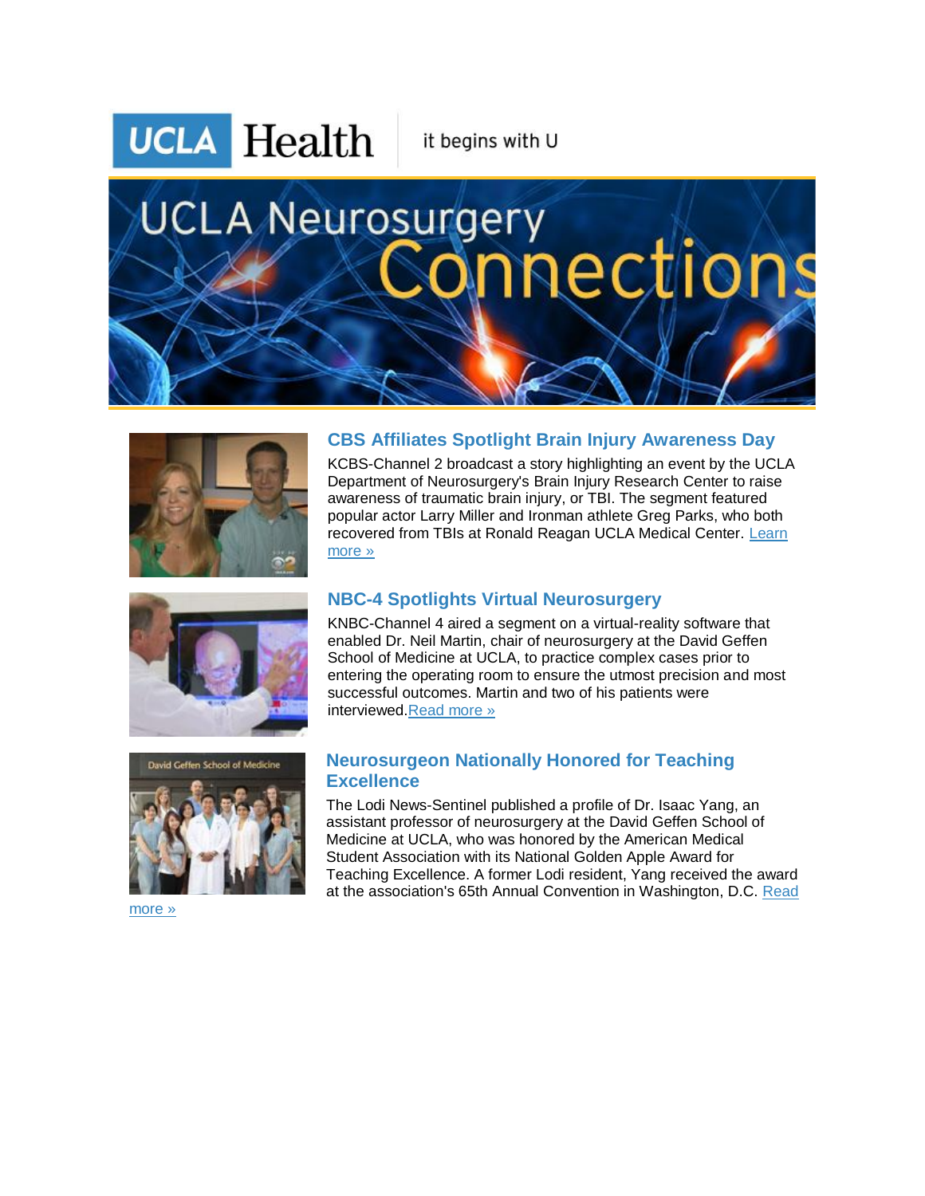UCLA Health | it begins with U

# UCLA Neurosurgery Connections

## CBS Affiliates Spotlight Brain Injury Awareness Day

KCBS-Channel 2 broadcast a story highlighting an event by the UCLA Department of Neurosurgery's Brain Injury Research Center to raise awareness of traumatic brain injury, or TBI. The segment featured popular actor Larry Miller and Ironman athlete Greg Parks, who both recovered from TBIs at Ronald Reagan UCLA Medical Center. Learn more »

## NBC-4 Spotlights Virtual Neurosurgery

KNBC-Channel 4 aired a segment on a virtual-reality software that enabled Dr. Neil Martin, chair of neurosurgery at the David Geffen School of Medicine at UCLA, to practice complex cases prior to entering the operating room to ensure the utmost precision and most successful outcomes. Martin and two of his patients were interviewed.Read more »

## Neurosurgeon Nationally Honored for Teaching Excellence

The Lodi News-Sentinel published a profile of Dr. Isaac Yang, an assistant professor of neurosurgery at the David Geffen School of Medicine at UCLA, who was honored by the American Medical Student Association with its National Golden Apple Award for Teaching Excellence. A former Lodi resident, Yang received the award at the association's 65th Annual Convention in Washington, D.C. Read more »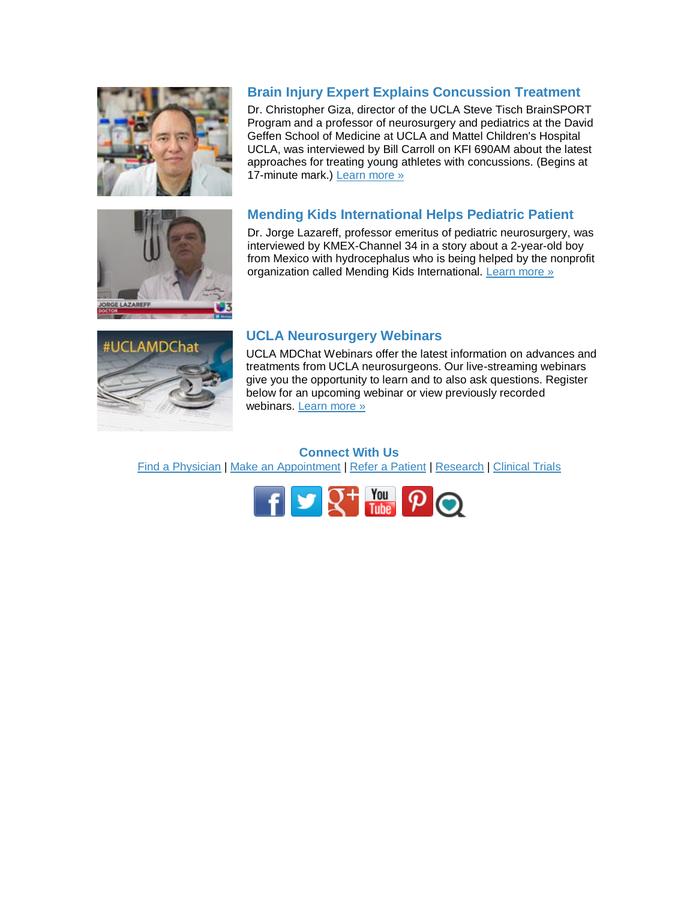### Brain Injury Expert Explains Concussion Treatment

Dr. Christopher Giza, director of the UCLA Steve Tisch BrainSPORT Program and a professor of neurosurgery and pediatrics at the David Geffen School of Medicine at UCLA and Mattel Children's Hospital UCLA, was interviewed by Bill Carroll on KFI 690AM about the latest approaches for treating young athletes with concussions. (Begins at 17-minute mark.) Learn more »

### Mending Kids International Helps Pediatric Patient

Dr. Jorge Lazareff, professor emeritus of pediatric neurosurgery, was interviewed by KMEX-Channel 34 in a story about a 2-year-old boy from Mexico with hydrocephalus who is being helped by the nonprofit organization called Mending Kids International. Learn more »

### UCLA Neurosurgery Webinars

UCLA MDChat Webinars offer the latest information on advances and treatments from UCLA neurosurgeons. Our live-streaming webinars give you the opportunity to learn and to also ask questions. Register below for an upcoming webinar or view previously recorded webinars. Learn more »

**Connect With Us**

Find a Physician | Make an Appointment | Refer a Patient | Research | Clinical Trials